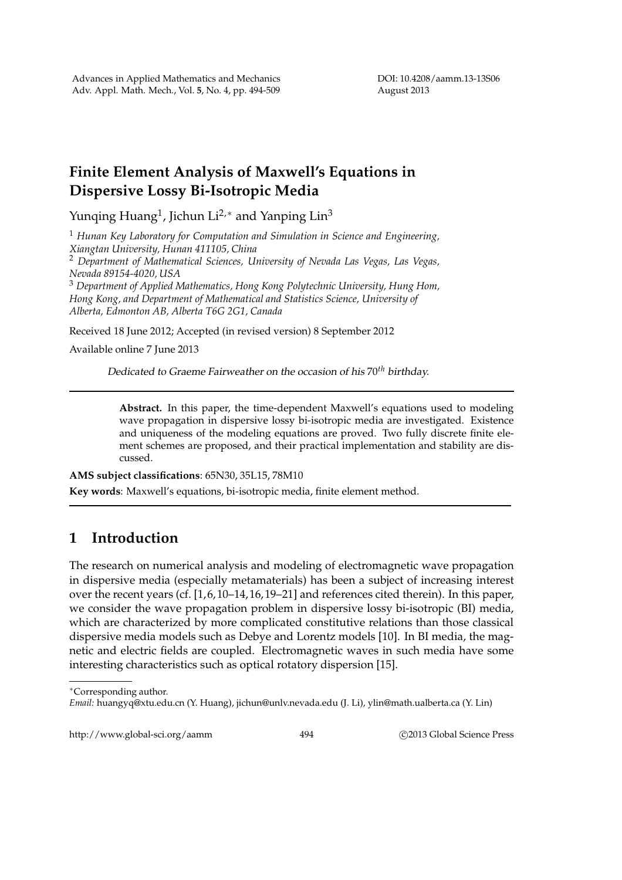# Finite Element Analysis of Maxwell's Equations in Dispersive Lossy Bi-Isotropic Media

Yunqing Huang[1], Jichun Li[2,*] and Yanping Lin[3]

[1] *Hunan Key Laboratory for Computation and Simulation in Science and Engineering, Xiangtan University, Hunan 411105, China*

[2] *Department of Mathematical Sciences, University of Nevada Las Vegas, Las Vegas, Nevada 89154-4020, USA*

[3] *Department of Applied Mathematics, Hong Kong Polytechnic University, Hung Hom, Hong Kong, and Department of Mathematical and Statistics Science, University of Alberta, Edmonton AB, Alberta T6G 2G1, Canada*

Received 18 June 2012; Accepted (in revised version) 8 September 2012

Available online 7 June 2013

*Dedicated to Graeme Fairweather on the occasion of his $70^{th}$ birthday.*

---

**Abstract.** In this paper, the time-dependent Maxwell's equations used to modeling wave propagation in dispersive lossy bi-isotropic media are investigated. Existence and uniqueness of the modeling equations are proved. Two fully discrete finite element schemes are proposed, and their practical implementation and stability are discussed.

**AMS subject classifications**: 65N30, 35L15, 78M10

**Key words**: Maxwell's equations, bi-isotropic media, finite element method.

---

## 1 Introduction

The research on numerical analysis and modeling of electromagnetic wave propagation in dispersive media (especially metamaterials) has been a subject of increasing interest over the recent years (cf. [1,6,10–14,16,19–21] and references cited therein). In this paper, we consider the wave propagation problem in dispersive lossy bi-isotropic (BI) media, which are characterized by more complicated constitutive relations than those classical dispersive media models such as Debye and Lorentz models [10]. In BI media, the magnetic and electric fields are coupled. Electromagnetic waves in such media have some interesting characteristics such as optical rotatory dispersion [15].

---

*Corresponding author.

*Email:* huangyq@xtu.edu.cn (Y. Huang), jichun@unlv.nevada.edu (J. Li), ylin@math.ualberta.ca (Y. Lin)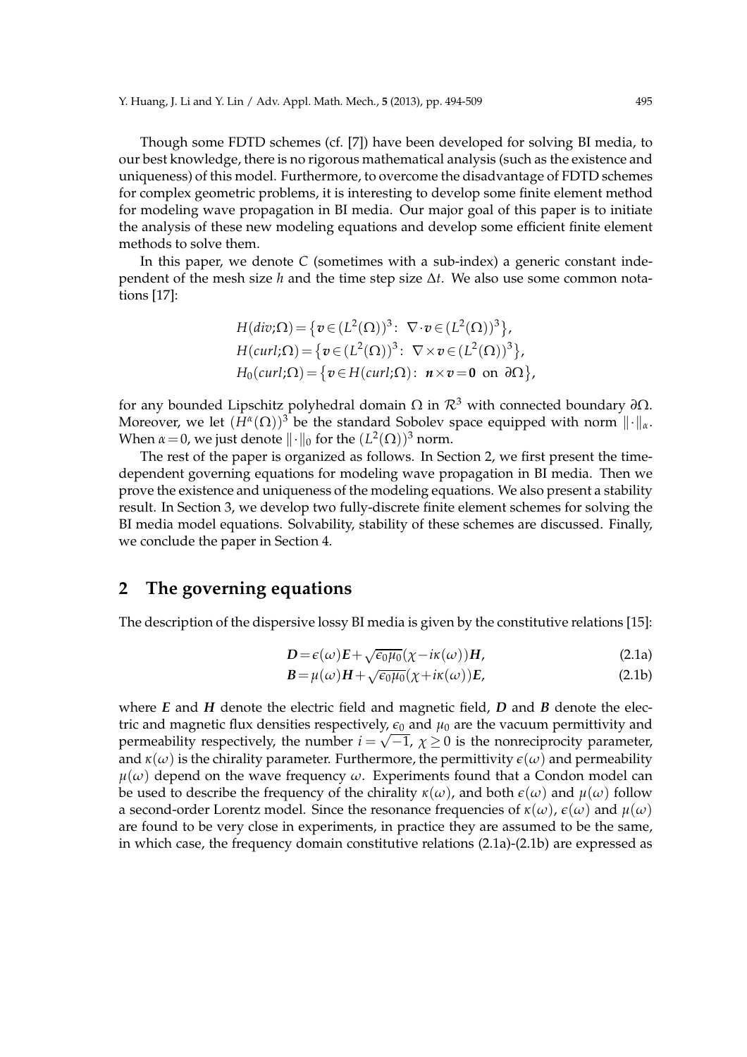Though some FDTD schemes (cf. [7]) have been developed for solving BI media, to our best knowledge, there is no rigorous mathematical analysis (such as the existence and uniqueness) of this model. Furthermore, to overcome the disadvantage of FDTD schemes for complex geometric problems, it is interesting to develop some finite element method for modeling wave propagation in BI media. Our major goal of this paper is to initiate the analysis of these new modeling equations and develop some efficient finite element methods to solve them.

In this paper, we denote $C$ (sometimes with a sub-index) a generic constant independent of the mesh size $h$ and the time step size $\Delta t$. We also use some common notations [17]:

$$
\begin{aligned}
&H(div;\Omega)=\big\{\boldsymbol{v}\in(L^2(\Omega))^3:\ \nabla\cdot\boldsymbol{v}\in(L^2(\Omega))^3\big\},\\
&H(curl;\Omega)=\big\{\boldsymbol{v}\in(L^2(\Omega))^3:\ \nabla\times\boldsymbol{v}\in(L^2(\Omega))^3\big\},\\
&H_0(curl;\Omega)=\big\{\boldsymbol{v}\in H(curl;\Omega):\ \boldsymbol{n}\times\boldsymbol{v}=\boldsymbol{0}\ \text{ on }\ \partial\Omega\big\},
\end{aligned}
$$

for any bounded Lipschitz polyhedral domain $\Omega$ in $\mathcal{R}^3$ with connected boundary $\partial\Omega$. Moreover, we let $(H^\alpha(\Omega))^3$ be the standard Sobolev space equipped with norm $\|\cdot\|_\alpha$. When $\alpha=0$, we just denote $\|\cdot\|_0$ for the $(L^2(\Omega))^3$ norm.

The rest of the paper is organized as follows. In Section 2, we first present the time-dependent governing equations for modeling wave propagation in BI media. Then we prove the existence and uniqueness of the modeling equations. We also present a stability result. In Section 3, we develop two fully-discrete finite element schemes for solving the BI media model equations. Solvability, stability of these schemes are discussed. Finally, we conclude the paper in Section 4.

## 2 The governing equations

The description of the dispersive lossy BI media is given by the constitutive relations [15]:

$$
\boldsymbol{D}=\epsilon(\omega)\boldsymbol{E}+\sqrt{\epsilon_0\mu_0}(\chi-i\kappa(\omega))\boldsymbol{H}, \tag{2.1a}
$$

$$
\boldsymbol{B}=\mu(\omega)\boldsymbol{H}+\sqrt{\epsilon_0\mu_0}(\chi+i\kappa(\omega))\boldsymbol{E}, \tag{2.1b}
$$

where $\boldsymbol{E}$ and $\boldsymbol{H}$ denote the electric field and magnetic field, $\boldsymbol{D}$ and $\boldsymbol{B}$ denote the electric and magnetic flux densities respectively, $\epsilon_0$ and $\mu_0$ are the vacuum permittivity and permeability respectively, the number $i=\sqrt{-1}$, $\chi\geq 0$ is the nonreciprocity parameter, and $\kappa(\omega)$ is the chirality parameter. Furthermore, the permittivity $\epsilon(\omega)$ and permeability $\mu(\omega)$ depend on the wave frequency $\omega$. Experiments found that a Condon model can be used to describe the frequency of the chirality $\kappa(\omega)$, and both $\epsilon(\omega)$ and $\mu(\omega)$ follow a second-order Lorentz model. Since the resonance frequencies of $\kappa(\omega)$, $\epsilon(\omega)$ and $\mu(\omega)$ are found to be very close in experiments, in practice they are assumed to be the same, in which case, the frequency domain constitutive relations (2.1a)-(2.1b) are expressed as